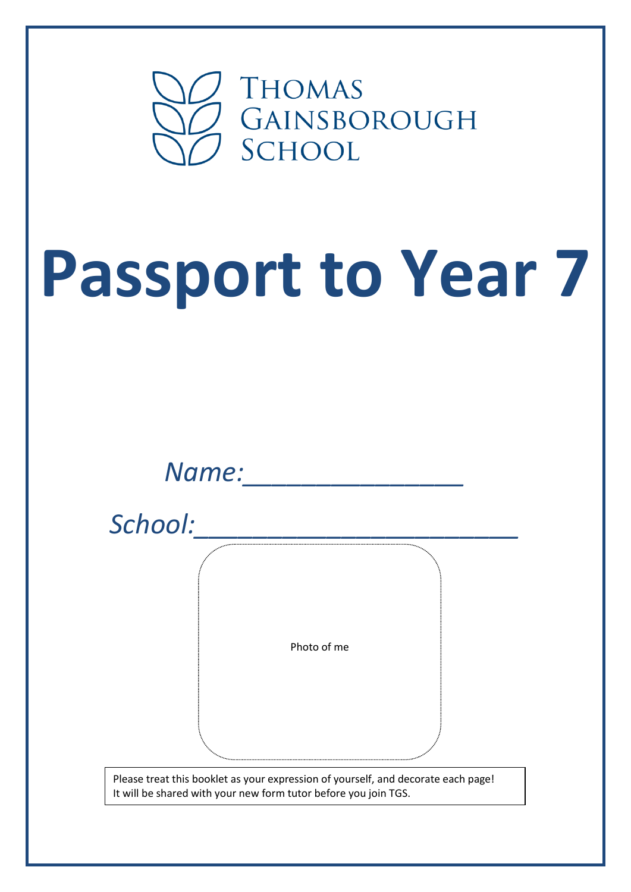Thomas Gainsborough School

# Passport to Year 7

*Name:\_\_\_\_\_\_\_\_\_\_\_\_\_\_\_\_*

*School:\_\_\_\_\_\_\_\_\_\_\_\_\_\_\_\_\_\_\_\_\_\_\_*

Photo of me

Please treat this booklet as your expression of yourself, and decorate each page!
It will be shared with your new form tutor before you join TGS.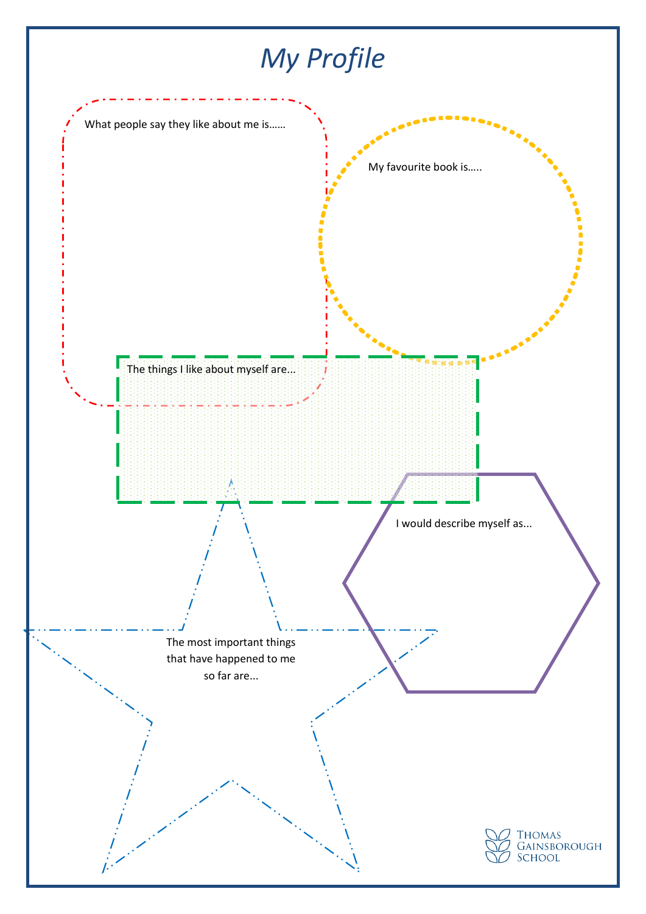# *My Profile*

What people say they like about me is……

My favourite book is…..

The things I like about myself are…

I would describe myself as…

The most important things that have happened to me so far are…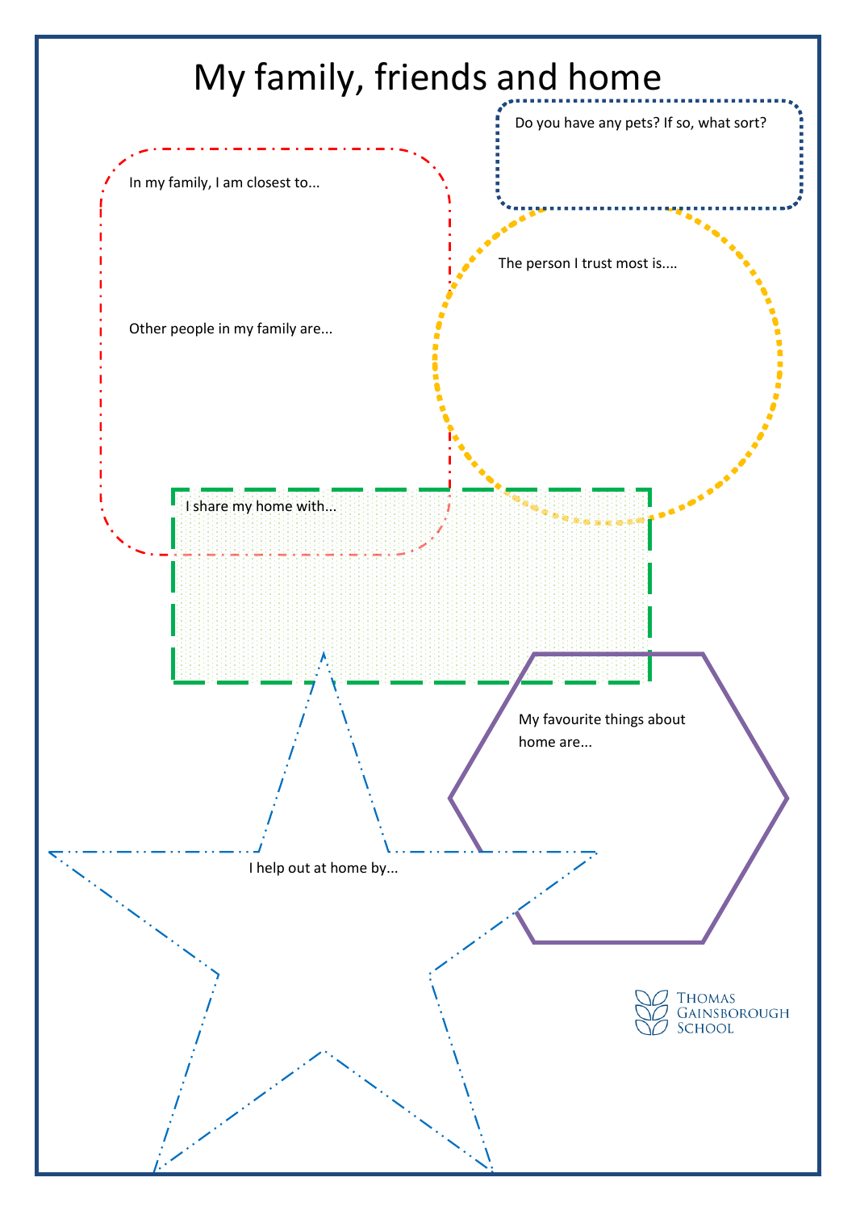# My family, friends and home

Do you have any pets? If so, what sort?

In my family, I am closest to...

Other people in my family are...

The person I trust most is....

I share my home with...

My favourite things about home are...

I help out at home by...

Thomas Gainsborough School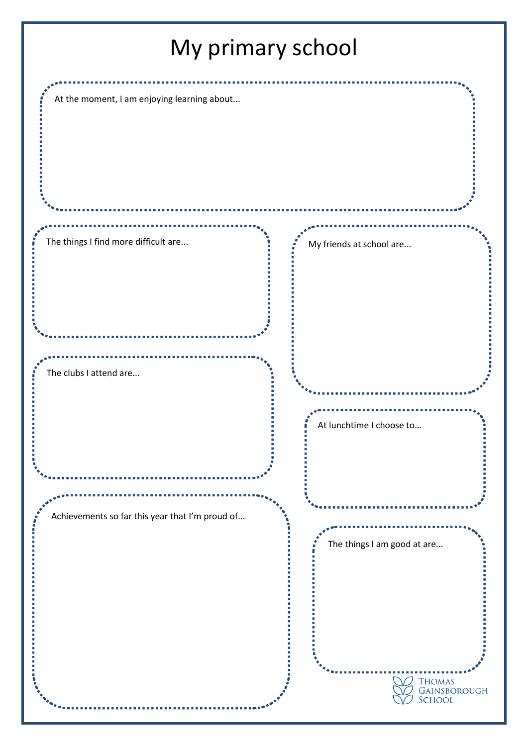# My primary school

At the moment, I am enjoying learning about...

The things I find more difficult are...

My friends at school are...

The clubs I attend are...

At lunchtime I choose to...

Achievements so far this year that I'm proud of...

The things I am good at are...

Thomas Gainsborough School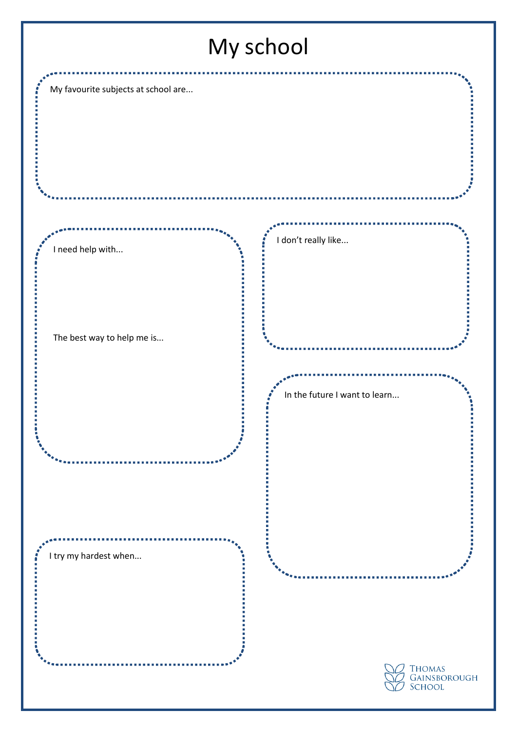# My school

My favourite subjects at school are...

I need help with...

The best way to help me is...

I don't really like...

In the future I want to learn...

I try my hardest when...

Thomas Gainsborough School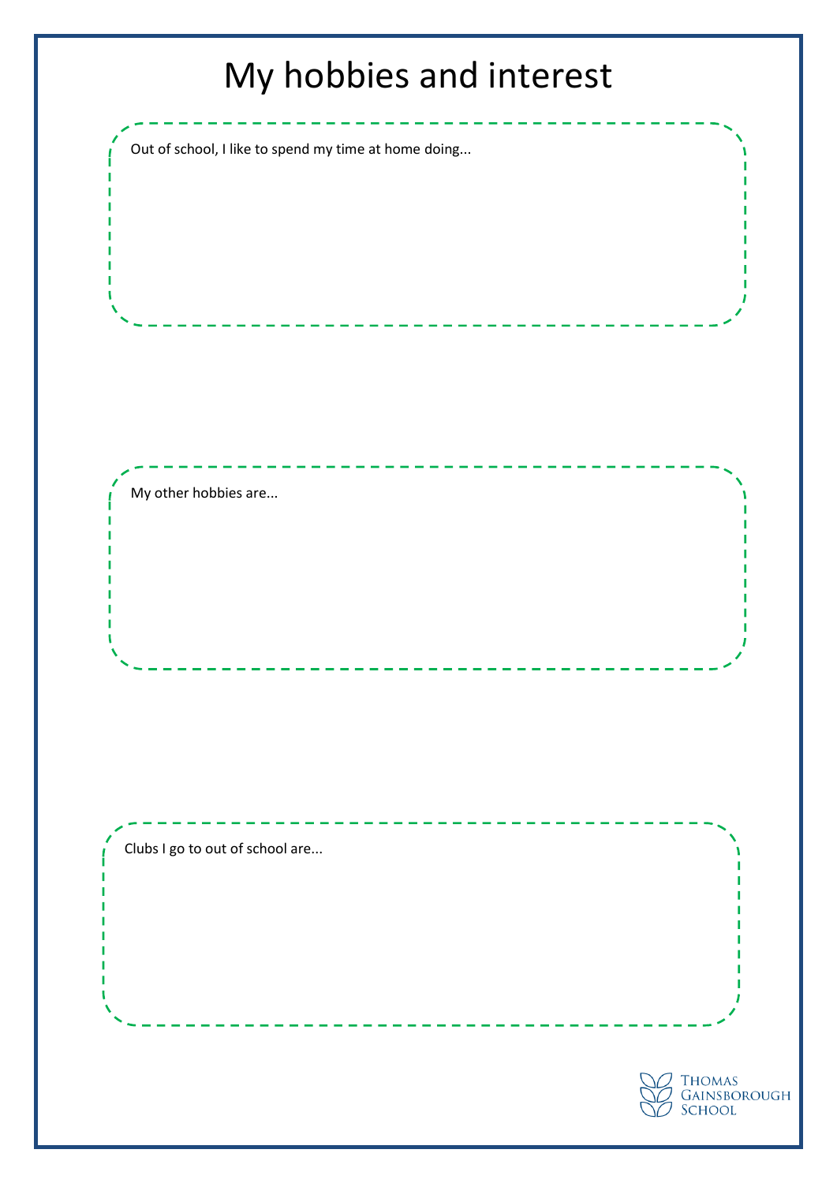# My hobbies and interest

Out of school, I like to spend my time at home doing...

My other hobbies are...

Clubs I go to out of school are...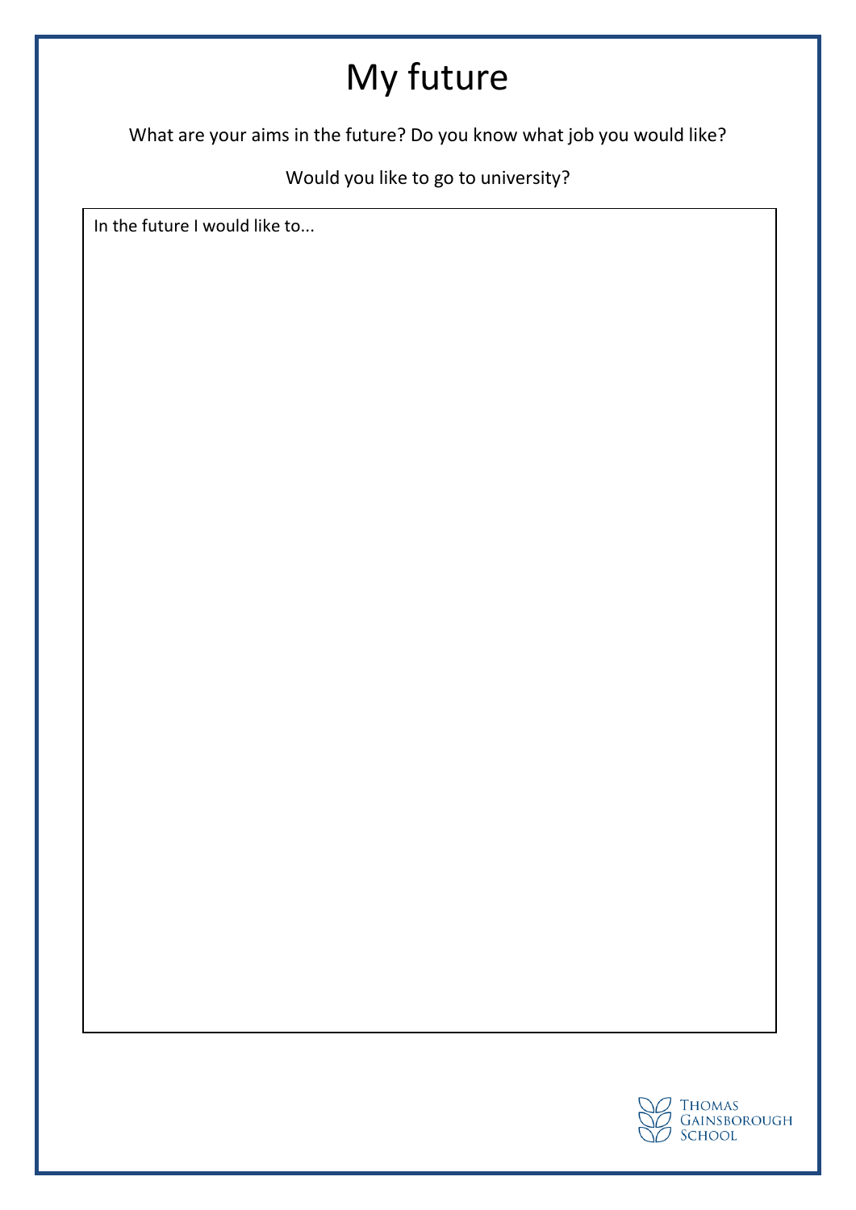# My future

What are your aims in the future? Do you know what job you would like?

Would you like to go to university?

In the future I would like to...

THOMAS GAINSBOROUGH SCHOOL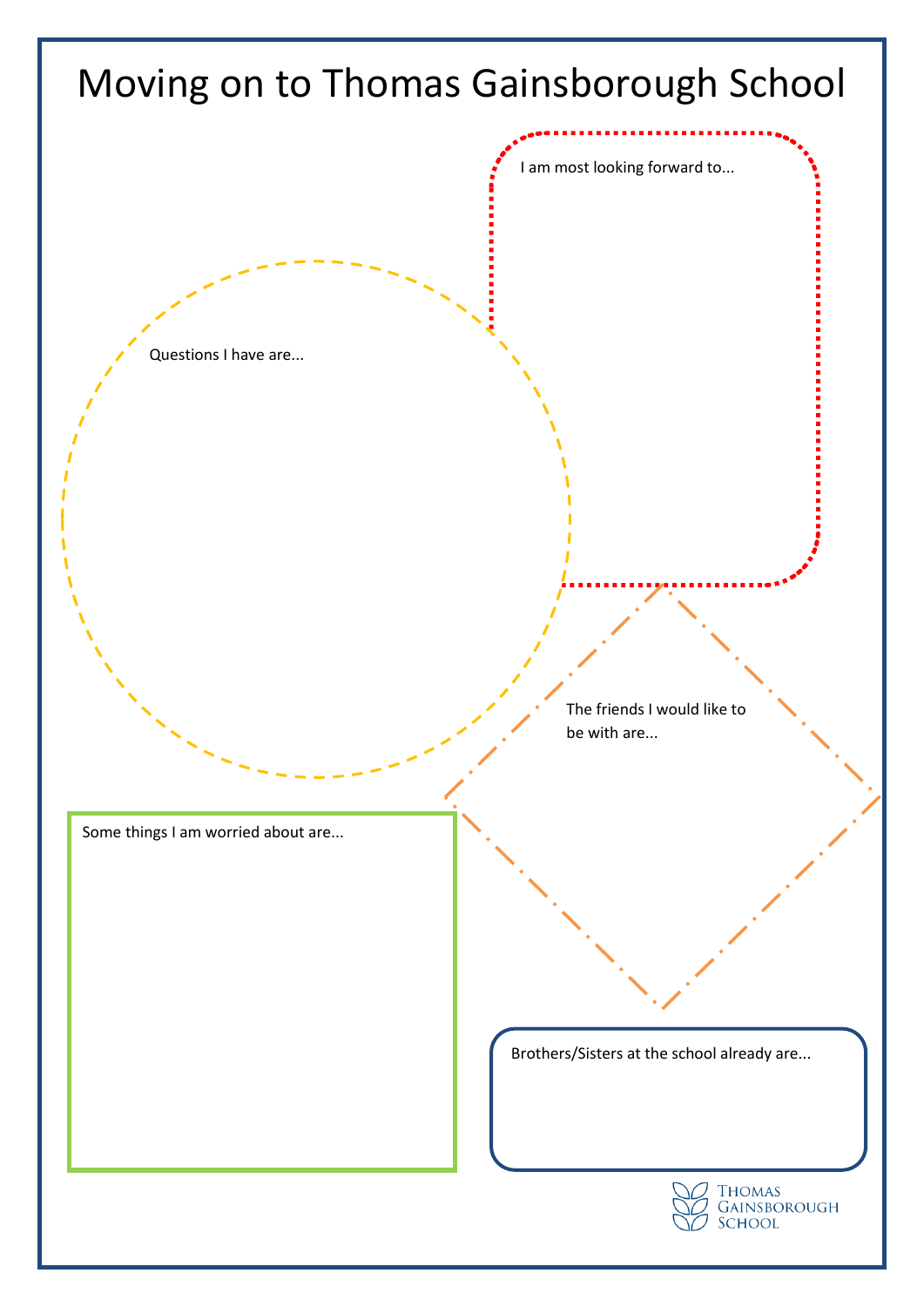# Moving on to Thomas Gainsborough School

I am most looking forward to...

Questions I have are...

The friends I would like to be with are...

Some things I am worried about are...

Brothers/Sisters at the school already are...

Thomas Gainsborough School